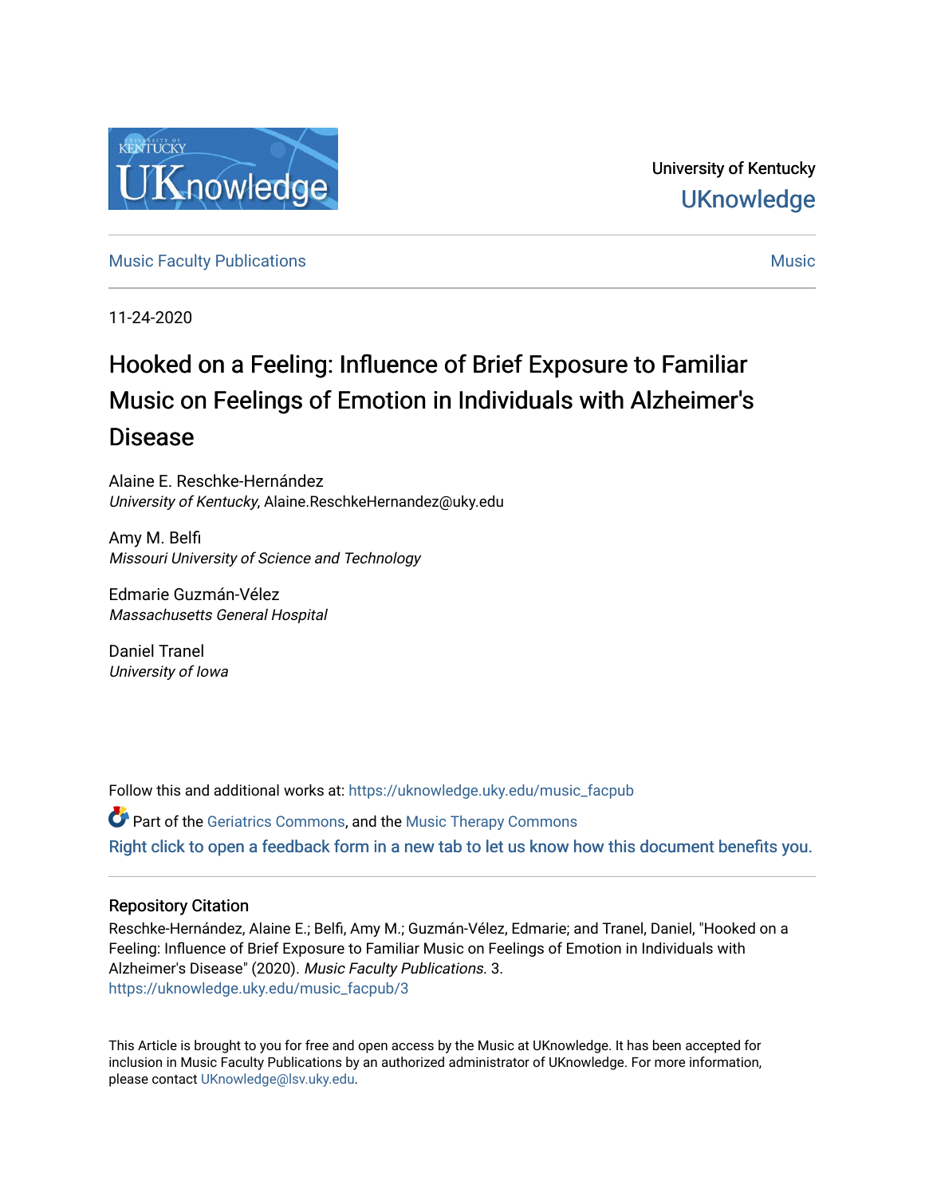University of Kentucky

UKnowledge

Music Faculty Publications | Music

11-24-2020

# Hooked on a Feeling: Influence of Brief Exposure to Familiar Music on Feelings of Emotion in Individuals with Alzheimer's Disease

Alaine E. Reschke-Hernández
*University of Kentucky*, Alaine.ReschkeHernandez@uky.edu

Amy M. Belfi
*Missouri University of Science and Technology*

Edmarie Guzmán-Vélez
*Massachusetts General Hospital*

Daniel Tranel
*University of Iowa*

Follow this and additional works at: https://uknowledge.uky.edu/music_facpub

Part of the Geriatrics Commons, and the Music Therapy Commons

Right click to open a feedback form in a new tab to let us know how this document benefits you.

## Repository Citation

Reschke-Hernández, Alaine E.; Belfi, Amy M.; Guzmán-Vélez, Edmarie; and Tranel, Daniel, "Hooked on a Feeling: Influence of Brief Exposure to Familiar Music on Feelings of Emotion in Individuals with Alzheimer's Disease" (2020). *Music Faculty Publications*. 3.
https://uknowledge.uky.edu/music_facpub/3

This Article is brought to you for free and open access by the Music at UKnowledge. It has been accepted for inclusion in Music Faculty Publications by an authorized administrator of UKnowledge. For more information, please contact UKnowledge@lsv.uky.edu.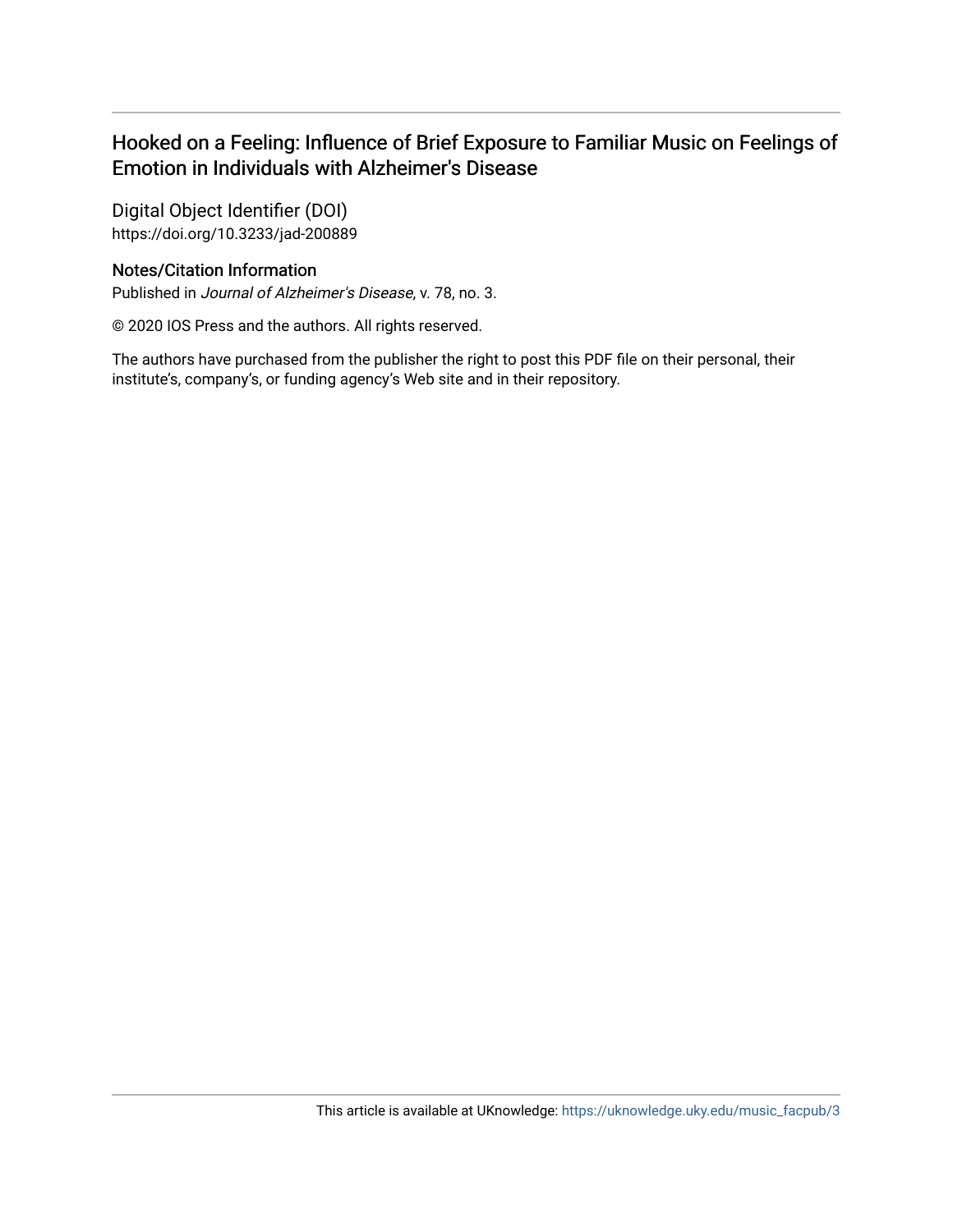# Hooked on a Feeling: Influence of Brief Exposure to Familiar Music on Feelings of Emotion in Individuals with Alzheimer's Disease

## Digital Object Identifier (DOI)

https://doi.org/10.3233/jad-200889

## Notes/Citation Information

Published in *Journal of Alzheimer's Disease*, v. 78, no. 3.

© 2020 IOS Press and the authors. All rights reserved.

The authors have purchased from the publisher the right to post this PDF file on their personal, their institute's, company's, or funding agency's Web site and in their repository.

This article is available at UKnowledge: https://uknowledge.uky.edu/music_facpub/3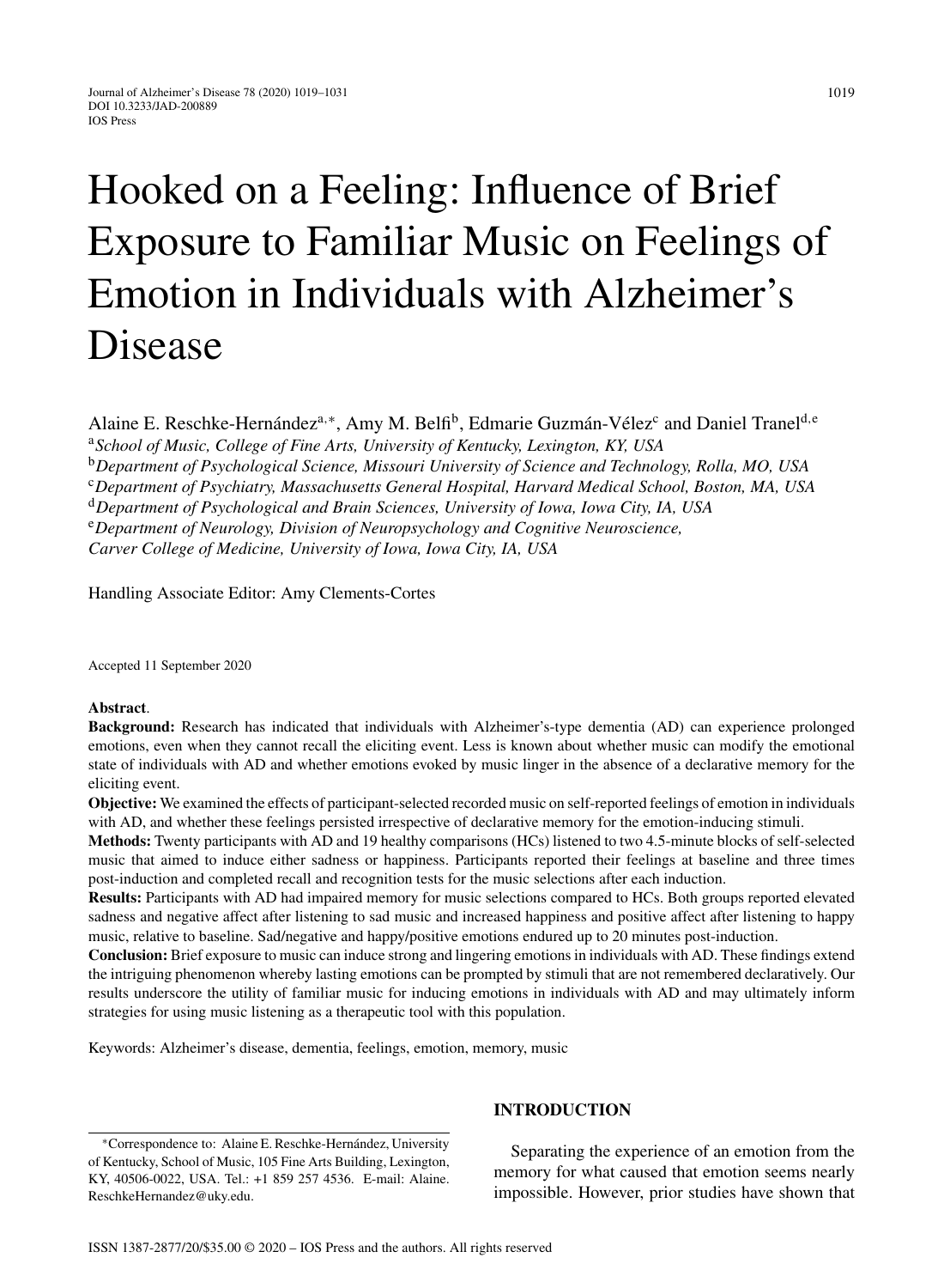# Hooked on a Feeling: Influence of Brief Exposure to Familiar Music on Feelings of Emotion in Individuals with Alzheimer's Disease

Alaine E. Reschke-Hernández[a,*], Amy M. Belfi[b], Edmarie Guzmán-Vélez[c] and Daniel Tranel[d,e]

[a]*School of Music, College of Fine Arts, University of Kentucky, Lexington, KY, USA*
[b]*Department of Psychological Science, Missouri University of Science and Technology, Rolla, MO, USA*
[c]*Department of Psychiatry, Massachusetts General Hospital, Harvard Medical School, Boston, MA, USA*
[d]*Department of Psychological and Brain Sciences, University of Iowa, Iowa City, IA, USA*
[e]*Department of Neurology, Division of Neuropsychology and Cognitive Neuroscience, Carver College of Medicine, University of Iowa, Iowa City, IA, USA*

Handling Associate Editor: Amy Clements-Cortes

Accepted 11 September 2020

**Abstract**.

**Background:** Research has indicated that individuals with Alzheimer's-type dementia (AD) can experience prolonged emotions, even when they cannot recall the eliciting event. Less is known about whether music can modify the emotional state of individuals with AD and whether emotions evoked by music linger in the absence of a declarative memory for the eliciting event.

**Objective:** We examined the effects of participant-selected recorded music on self-reported feelings of emotion in individuals with AD, and whether these feelings persisted irrespective of declarative memory for the emotion-inducing stimuli.

**Methods:** Twenty participants with AD and 19 healthy comparisons (HCs) listened to two 4.5-minute blocks of self-selected music that aimed to induce either sadness or happiness. Participants reported their feelings at baseline and three times post-induction and completed recall and recognition tests for the music selections after each induction.

**Results:** Participants with AD had impaired memory for music selections compared to HCs. Both groups reported elevated sadness and negative affect after listening to sad music and increased happiness and positive affect after listening to happy music, relative to baseline. Sad/negative and happy/positive emotions endured up to 20 minutes post-induction.

**Conclusion:** Brief exposure to music can induce strong and lingering emotions in individuals with AD. These findings extend the intriguing phenomenon whereby lasting emotions can be prompted by stimuli that are not remembered declaratively. Our results underscore the utility of familiar music for inducing emotions in individuals with AD and may ultimately inform strategies for using music listening as a therapeutic tool with this population.

Keywords: Alzheimer's disease, dementia, feelings, emotion, memory, music

## INTRODUCTION

Separating the experience of an emotion from the memory for what caused that emotion seems nearly impossible. However, prior studies have shown that

*Correspondence to: Alaine E. Reschke-Hernández, University of Kentucky, School of Music, 105 Fine Arts Building, Lexington, KY, 40506-0022, USA. Tel.: +1 859 257 4536. E-mail: Alaine.ReschkeHernandez@uky.edu.

ISSN 1387-2877/20/$35.00 © 2020 – IOS Press and the authors. All rights reserved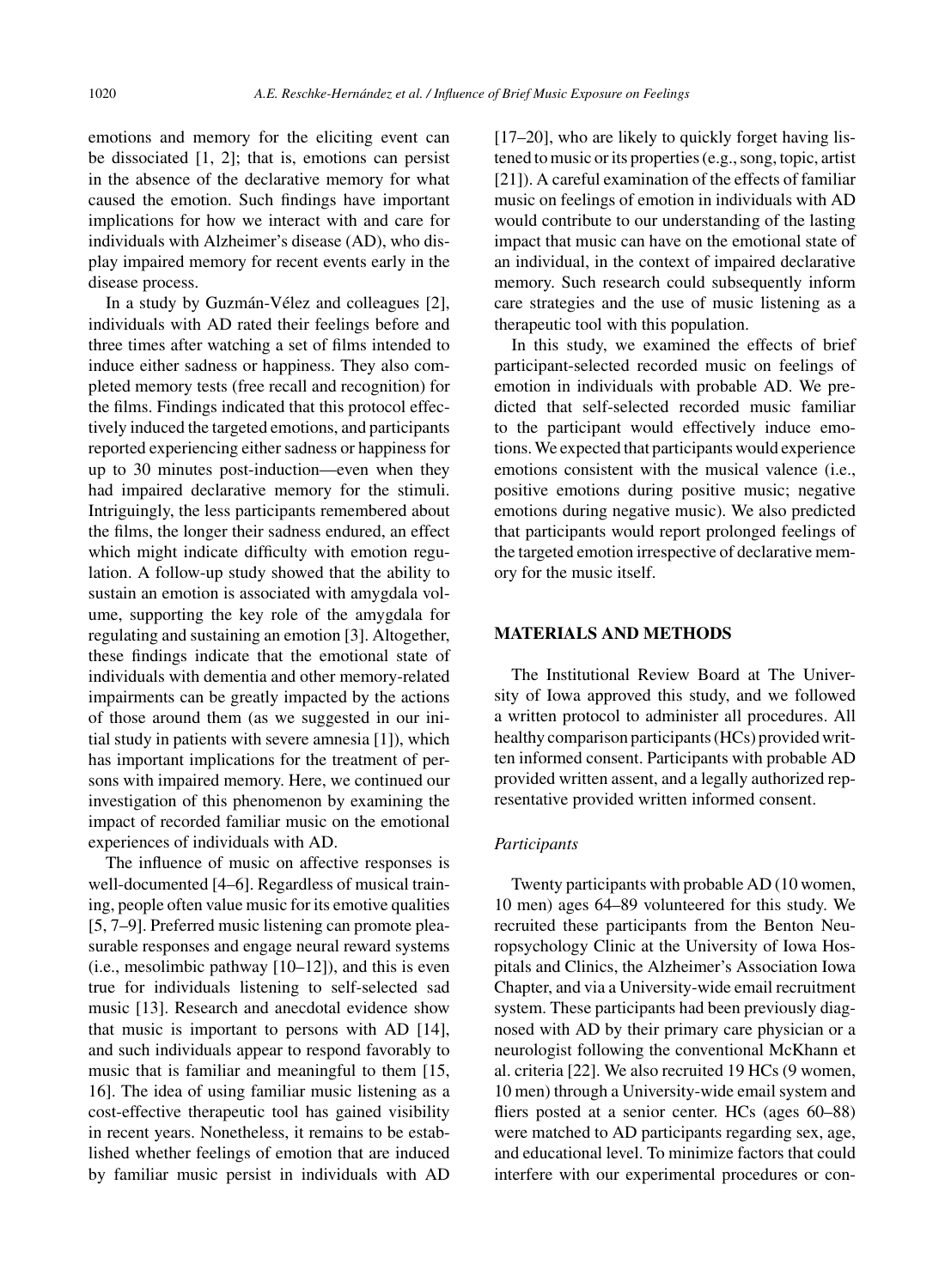emotions and memory for the eliciting event can be dissociated [1, 2]; that is, emotions can persist in the absence of the declarative memory for what caused the emotion. Such findings have important implications for how we interact with and care for individuals with Alzheimer's disease (AD), who display impaired memory for recent events early in the disease process.

In a study by Guzmán-Vélez and colleagues [2], individuals with AD rated their feelings before and three times after watching a set of films intended to induce either sadness or happiness. They also completed memory tests (free recall and recognition) for the films. Findings indicated that this protocol effectively induced the targeted emotions, and participants reported experiencing either sadness or happiness for up to 30 minutes post-induction—even when they had impaired declarative memory for the stimuli. Intriguingly, the less participants remembered about the films, the longer their sadness endured, an effect which might indicate difficulty with emotion regulation. A follow-up study showed that the ability to sustain an emotion is associated with amygdala volume, supporting the key role of the amygdala for regulating and sustaining an emotion [3]. Altogether, these findings indicate that the emotional state of individuals with dementia and other memory-related impairments can be greatly impacted by the actions of those around them (as we suggested in our initial study in patients with severe amnesia [1]), which has important implications for the treatment of persons with impaired memory. Here, we continued our investigation of this phenomenon by examining the impact of recorded familiar music on the emotional experiences of individuals with AD.

The influence of music on affective responses is well-documented [4–6]. Regardless of musical training, people often value music for its emotive qualities [5, 7–9]. Preferred music listening can promote pleasurable responses and engage neural reward systems (i.e., mesolimbic pathway [10–12]), and this is even true for individuals listening to self-selected sad music [13]. Research and anecdotal evidence show that music is important to persons with AD [14], and such individuals appear to respond favorably to music that is familiar and meaningful to them [15, 16]. The idea of using familiar music listening as a cost-effective therapeutic tool has gained visibility in recent years. Nonetheless, it remains to be established whether feelings of emotion that are induced by familiar music persist in individuals with AD [17–20], who are likely to quickly forget having listened to music or its properties (e.g., song, topic, artist [21]). A careful examination of the effects of familiar music on feelings of emotion in individuals with AD would contribute to our understanding of the lasting impact that music can have on the emotional state of an individual, in the context of impaired declarative memory. Such research could subsequently inform care strategies and the use of music listening as a therapeutic tool with this population.

In this study, we examined the effects of brief participant-selected recorded music on feelings of emotion in individuals with probable AD. We predicted that self-selected recorded music familiar to the participant would effectively induce emotions. We expected that participants would experience emotions consistent with the musical valence (i.e., positive emotions during positive music; negative emotions during negative music). We also predicted that participants would report prolonged feelings of the targeted emotion irrespective of declarative memory for the music itself.

## MATERIALS AND METHODS

The Institutional Review Board at The University of Iowa approved this study, and we followed a written protocol to administer all procedures. All healthy comparison participants (HCs) provided written informed consent. Participants with probable AD provided written assent, and a legally authorized representative provided written informed consent.

### *Participants*

Twenty participants with probable AD (10 women, 10 men) ages 64–89 volunteered for this study. We recruited these participants from the Benton Neuropsychology Clinic at the University of Iowa Hospitals and Clinics, the Alzheimer's Association Iowa Chapter, and via a University-wide email recruitment system. These participants had been previously diagnosed with AD by their primary care physician or a neurologist following the conventional McKhann et al. criteria [22]. We also recruited 19 HCs (9 women, 10 men) through a University-wide email system and fliers posted at a senior center. HCs (ages 60–88) were matched to AD participants regarding sex, age, and educational level. To minimize factors that could interfere with our experimental procedures or con-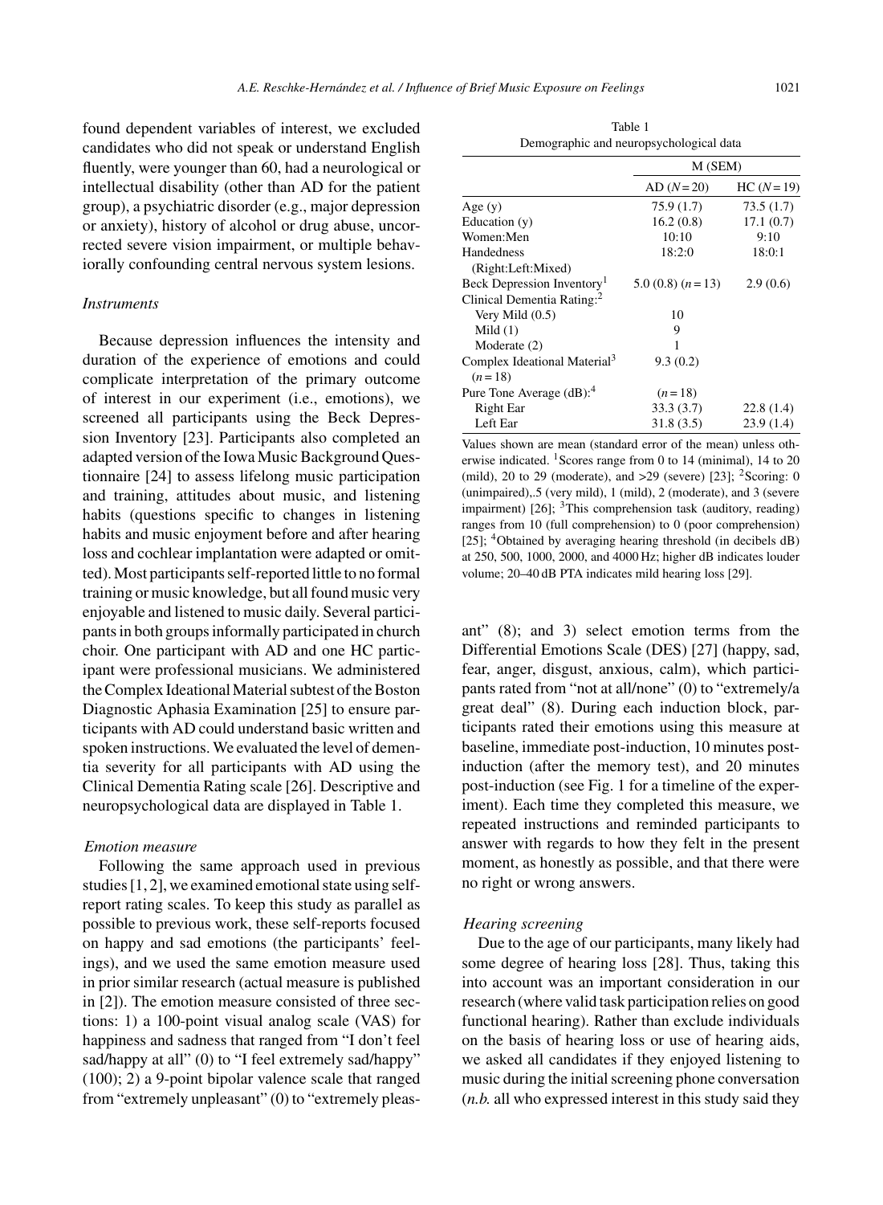found dependent variables of interest, we excluded candidates who did not speak or understand English fluently, were younger than 60, had a neurological or intellectual disability (other than AD for the patient group), a psychiatric disorder (e.g., major depression or anxiety), history of alcohol or drug abuse, uncorrected severe vision impairment, or multiple behaviorally confounding central nervous system lesions.

### *Instruments*

Because depression influences the intensity and duration of the experience of emotions and could complicate interpretation of the primary outcome of interest in our experiment (i.e., emotions), we screened all participants using the Beck Depression Inventory [23]. Participants also completed an adapted version of the Iowa Music Background Questionnaire [24] to assess lifelong music participation and training, attitudes about music, and listening habits (questions specific to changes in listening habits and music enjoyment before and after hearing loss and cochlear implantation were adapted or omitted). Most participants self-reported little to no formal training or music knowledge, but all found music very enjoyable and listened to music daily. Several participants in both groups informally participated in church choir. One participant with AD and one HC participant were professional musicians. We administered the Complex Ideational Material subtest of the Boston Diagnostic Aphasia Examination [25] to ensure participants with AD could understand basic written and spoken instructions. We evaluated the level of dementia severity for all participants with AD using the Clinical Dementia Rating scale [26]. Descriptive and neuropsychological data are displayed in Table 1.

Table 1
Demographic and neuropsychological data

| | M (SEM) | |
|---|---|---|
| | AD (N = 20) | HC (N = 19) |
| Age (y) | 75.9 (1.7) | 73.5 (1.7) |
| Education (y) | 16.2 (0.8) | 17.1 (0.7) |
| Women:Men | 10:10 | 9:10 |
| Handedness (Right:Left:Mixed) | 18:2:0 | 18:0:1 |
| Beck Depression Inventory[1] | 5.0 (0.8) (n = 13) | 2.9 (0.6) |
| Clinical Dementia Rating:[2] | | |
| Very Mild (0.5) | 10 | |
| Mild (1) | 9 | |
| Moderate (2) | 1 | |
| Complex Ideational Material[3] (n = 18) | 9.3 (0.2) | |
| Pure Tone Average (dB):[4] | (n = 18) | |
| Right Ear | 33.3 (3.7) | 22.8 (1.4) |
| Left Ear | 31.8 (3.5) | 23.9 (1.4) |

Values shown are mean (standard error of the mean) unless otherwise indicated. [1]Scores range from 0 to 14 (minimal), 14 to 20 (mild), 20 to 29 (moderate), and >29 (severe) [23]; [2]Scoring: 0 (unimpaired),.5 (very mild), 1 (mild), 2 (moderate), and 3 (severe impairment) [26]; [3]This comprehension task (auditory, reading) ranges from 10 (full comprehension) to 0 (poor comprehension) [25]; [4]Obtained by averaging hearing threshold (in decibels dB) at 250, 500, 1000, 2000, and 4000 Hz; higher dB indicates louder volume; 20–40 dB PTA indicates mild hearing loss [29].

### *Emotion measure*

Following the same approach used in previous studies [1, 2], we examined emotional state using self-report rating scales. To keep this study as parallel as possible to previous work, these self-reports focused on happy and sad emotions (the participants' feelings), and we used the same emotion measure used in prior similar research (actual measure is published in [2]). The emotion measure consisted of three sections: 1) a 100-point visual analog scale (VAS) for happiness and sadness that ranged from "I don't feel sad/happy at all" (0) to "I feel extremely sad/happy" (100); 2) a 9-point bipolar valence scale that ranged from "extremely unpleasant" (0) to "extremely pleasant" (8); and 3) select emotion terms from the Differential Emotions Scale (DES) [27] (happy, sad, fear, anger, disgust, anxious, calm), which participants rated from "not at all/none" (0) to "extremely/a great deal" (8). During each induction block, participants rated their emotions using this measure at baseline, immediate post-induction, 10 minutes post-induction (after the memory test), and 20 minutes post-induction (see Fig. 1 for a timeline of the experiment). Each time they completed this measure, we repeated instructions and reminded participants to answer with regards to how they felt in the present moment, as honestly as possible, and that there were no right or wrong answers.

### *Hearing screening*

Due to the age of our participants, many likely had some degree of hearing loss [28]. Thus, taking this into account was an important consideration in our research (where valid task participation relies on good functional hearing). Rather than exclude individuals on the basis of hearing loss or use of hearing aids, we asked all candidates if they enjoyed listening to music during the initial screening phone conversation (*n.b.* all who expressed interest in this study said they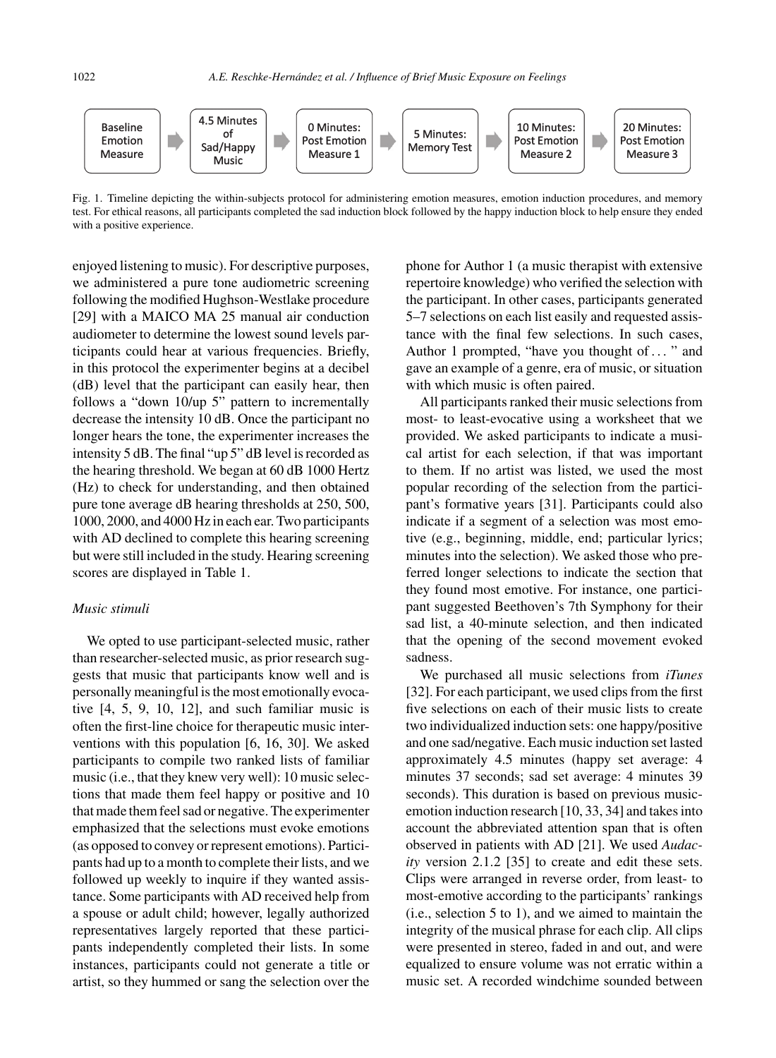Baseline Emotion Measure → 4.5 Minutes of Sad/Happy Music → 0 Minutes: Post Emotion Measure 1 → 5 Minutes: Memory Test → 10 Minutes: Post Emotion Measure 2 → 20 Minutes: Post Emotion Measure 3

Fig. 1. Timeline depicting the within-subjects protocol for administering emotion measures, emotion induction procedures, and memory test. For ethical reasons, all participants completed the sad induction block followed by the happy induction block to help ensure they ended with a positive experience.

enjoyed listening to music). For descriptive purposes, we administered a pure tone audiometric screening following the modified Hughson-Westlake procedure [29] with a MAICO MA 25 manual air conduction audiometer to determine the lowest sound levels participants could hear at various frequencies. Briefly, in this protocol the experimenter begins at a decibel (dB) level that the participant can easily hear, then follows a "down 10/up 5" pattern to incrementally decrease the intensity 10 dB. Once the participant no longer hears the tone, the experimenter increases the intensity 5 dB. The final "up 5" dB level is recorded as the hearing threshold. We began at 60 dB 1000 Hertz (Hz) to check for understanding, and then obtained pure tone average dB hearing thresholds at 250, 500, 1000, 2000, and 4000 Hz in each ear. Two participants with AD declined to complete this hearing screening but were still included in the study. Hearing screening scores are displayed in Table 1.

*Music stimuli*

We opted to use participant-selected music, rather than researcher-selected music, as prior research suggests that music that participants know well and is personally meaningful is the most emotionally evocative [4, 5, 9, 10, 12], and such familiar music is often the first-line choice for therapeutic music interventions with this population [6, 16, 30]. We asked participants to compile two ranked lists of familiar music (i.e., that they knew very well): 10 music selections that made them feel happy or positive and 10 that made them feel sad or negative. The experimenter emphasized that the selections must evoke emotions (as opposed to convey or represent emotions). Participants had up to a month to complete their lists, and we followed up weekly to inquire if they wanted assistance. Some participants with AD received help from a spouse or adult child; however, legally authorized representatives largely reported that these participants independently completed their lists. In some instances, participants could not generate a title or artist, so they hummed or sang the selection over the phone for Author 1 (a music therapist with extensive repertoire knowledge) who verified the selection with the participant. In other cases, participants generated 5–7 selections on each list easily and requested assistance with the final few selections. In such cases, Author 1 prompted, "have you thought of ... " and gave an example of a genre, era of music, or situation with which music is often paired.

All participants ranked their music selections from most- to least-evocative using a worksheet that we provided. We asked participants to indicate a musical artist for each selection, if that was important to them. If no artist was listed, we used the most popular recording of the selection from the participant's formative years [31]. Participants could also indicate if a segment of a selection was most emotive (e.g., beginning, middle, end; particular lyrics; minutes into the selection). We asked those who preferred longer selections to indicate the section that they found most emotive. For instance, one participant suggested Beethoven's 7th Symphony for their sad list, a 40-minute selection, and then indicated that the opening of the second movement evoked sadness.

We purchased all music selections from *iTunes* [32]. For each participant, we used clips from the first five selections on each of their music lists to create two individualized induction sets: one happy/positive and one sad/negative. Each music induction set lasted approximately 4.5 minutes (happy set average: 4 minutes 37 seconds; sad set average: 4 minutes 39 seconds). This duration is based on previous music-emotion induction research [10, 33, 34] and takes into account the abbreviated attention span that is often observed in patients with AD [21]. We used *Audacity* version 2.1.2 [35] to create and edit these sets. Clips were arranged in reverse order, from least- to most-emotive according to the participants' rankings (i.e., selection 5 to 1), and we aimed to maintain the integrity of the musical phrase for each clip. All clips were presented in stereo, faded in and out, and were equalized to ensure volume was not erratic within a music set. A recorded windchime sounded between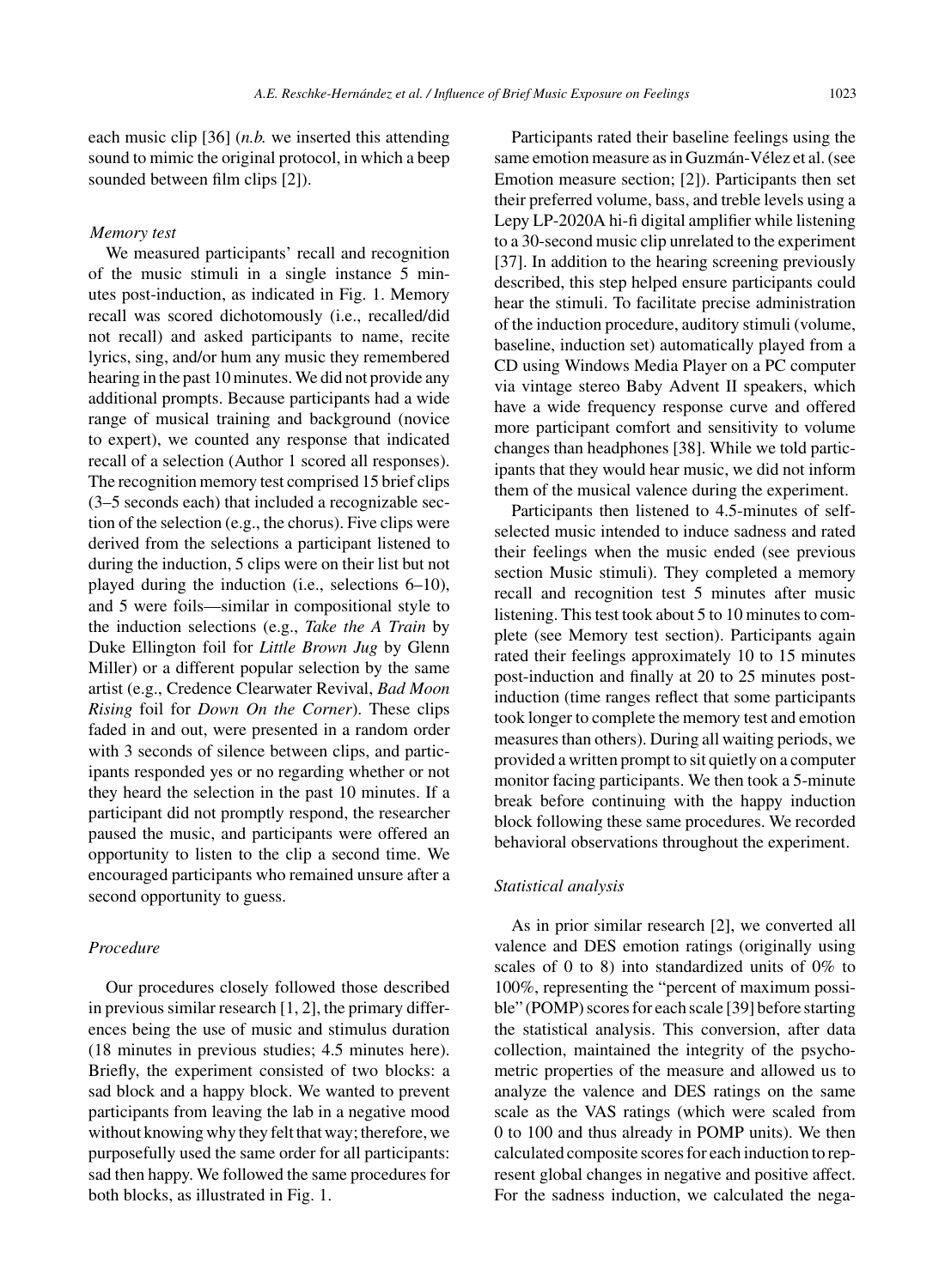each music clip [36] (*n.b.* we inserted this attending sound to mimic the original protocol, in which a beep sounded between film clips [2]).

### *Memory test*

We measured participants' recall and recognition of the music stimuli in a single instance 5 minutes post-induction, as indicated in Fig. 1. Memory recall was scored dichotomously (i.e., recalled/did not recall) and asked participants to name, recite lyrics, sing, and/or hum any music they remembered hearing in the past 10 minutes. We did not provide any additional prompts. Because participants had a wide range of musical training and background (novice to expert), we counted any response that indicated recall of a selection (Author 1 scored all responses). The recognition memory test comprised 15 brief clips (3–5 seconds each) that included a recognizable section of the selection (e.g., the chorus). Five clips were derived from the selections a participant listened to during the induction, 5 clips were on their list but not played during the induction (i.e., selections 6–10), and 5 were foils—similar in compositional style to the induction selections (e.g., *Take the A Train* by Duke Ellington foil for *Little Brown Jug* by Glenn Miller) or a different popular selection by the same artist (e.g., Credence Clearwater Revival, *Bad Moon Rising* foil for *Down On the Corner*). These clips faded in and out, were presented in a random order with 3 seconds of silence between clips, and participants responded yes or no regarding whether or not they heard the selection in the past 10 minutes. If a participant did not promptly respond, the researcher paused the music, and participants were offered an opportunity to listen to the clip a second time. We encouraged participants who remained unsure after a second opportunity to guess.

### *Procedure*

Our procedures closely followed those described in previous similar research [1, 2], the primary differences being the use of music and stimulus duration (18 minutes in previous studies; 4.5 minutes here). Briefly, the experiment consisted of two blocks: a sad block and a happy block. We wanted to prevent participants from leaving the lab in a negative mood without knowing why they felt that way; therefore, we purposefully used the same order for all participants: sad then happy. We followed the same procedures for both blocks, as illustrated in Fig. 1.

Participants rated their baseline feelings using the same emotion measure as in Guzmán-Vélez et al. (see Emotion measure section; [2]). Participants then set their preferred volume, bass, and treble levels using a Lepy LP-2020A hi-fi digital amplifier while listening to a 30-second music clip unrelated to the experiment [37]. In addition to the hearing screening previously described, this step helped ensure participants could hear the stimuli. To facilitate precise administration of the induction procedure, auditory stimuli (volume, baseline, induction set) automatically played from a CD using Windows Media Player on a PC computer via vintage stereo Baby Advent II speakers, which have a wide frequency response curve and offered more participant comfort and sensitivity to volume changes than headphones [38]. While we told participants that they would hear music, we did not inform them of the musical valence during the experiment.

Participants then listened to 4.5-minutes of self-selected music intended to induce sadness and rated their feelings when the music ended (see previous section Music stimuli). They completed a memory recall and recognition test 5 minutes after music listening. This test took about 5 to 10 minutes to complete (see Memory test section). Participants again rated their feelings approximately 10 to 15 minutes post-induction and finally at 20 to 25 minutes post-induction (time ranges reflect that some participants took longer to complete the memory test and emotion measures than others). During all waiting periods, we provided a written prompt to sit quietly on a computer monitor facing participants. We then took a 5-minute break before continuing with the happy induction block following these same procedures. We recorded behavioral observations throughout the experiment.

### *Statistical analysis*

As in prior similar research [2], we converted all valence and DES emotion ratings (originally using scales of 0 to 8) into standardized units of 0% to 100%, representing the "percent of maximum possible" (POMP) scores for each scale [39] before starting the statistical analysis. This conversion, after data collection, maintained the integrity of the psychometric properties of the measure and allowed us to analyze the valence and DES ratings on the same scale as the VAS ratings (which were scaled from 0 to 100 and thus already in POMP units). We then calculated composite scores for each induction to represent global changes in negative and positive affect. For the sadness induction, we calculated the nega-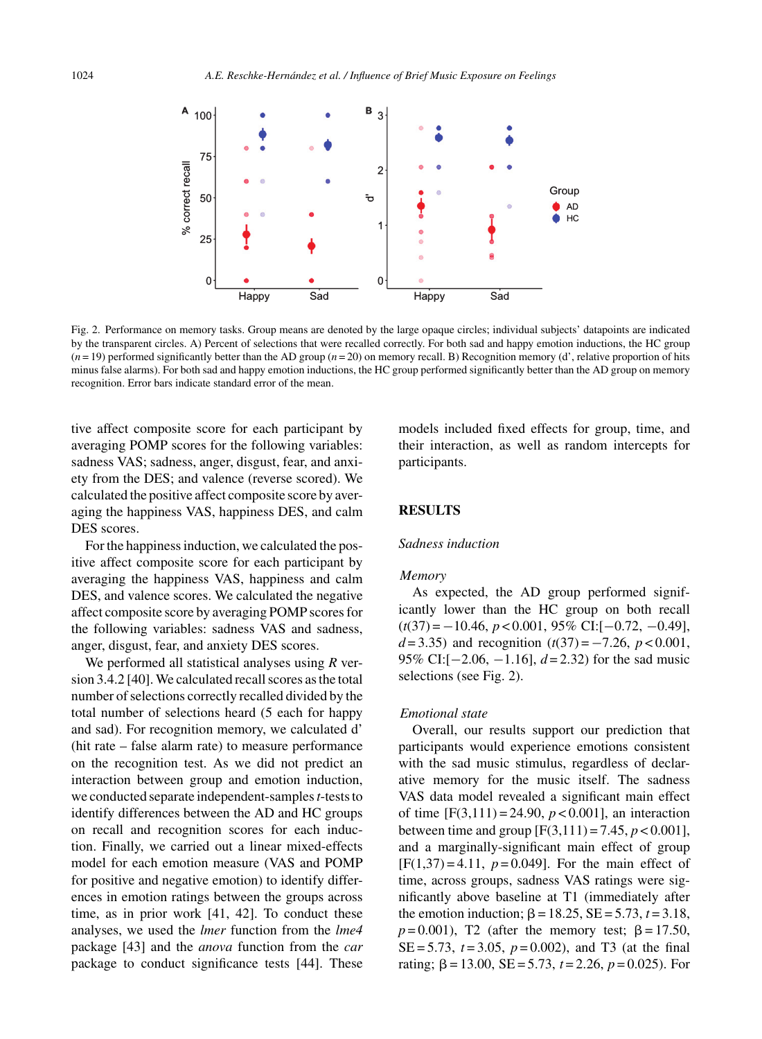Fig. 2. Performance on memory tasks. Group means are denoted by the large opaque circles; individual subjects' datapoints are indicated by the transparent circles. A) Percent of selections that were recalled correctly. For both sad and happy emotion inductions, the HC group ($n = 19$) performed significantly better than the AD group ($n = 20$) on memory recall. B) Recognition memory (d', relative proportion of hits minus false alarms). For both sad and happy emotion inductions, the HC group performed significantly better than the AD group on memory recognition. Error bars indicate standard error of the mean.

tive affect composite score for each participant by averaging POMP scores for the following variables: sadness VAS; sadness, anger, disgust, fear, and anxiety from the DES; and valence (reverse scored). We calculated the positive affect composite score by averaging the happiness VAS, happiness DES, and calm DES scores.

For the happiness induction, we calculated the positive affect composite score for each participant by averaging the happiness VAS, happiness and calm DES, and valence scores. We calculated the negative affect composite score by averaging POMP scores for the following variables: sadness VAS and sadness, anger, disgust, fear, and anxiety DES scores.

We performed all statistical analyses using *R* version 3.4.2 [40]. We calculated recall scores as the total number of selections correctly recalled divided by the total number of selections heard (5 each for happy and sad). For recognition memory, we calculated d' (hit rate – false alarm rate) to measure performance on the recognition test. As we did not predict an interaction between group and emotion induction, we conducted separate independent-samples *t*-tests to identify differences between the AD and HC groups on recall and recognition scores for each induction. Finally, we carried out a linear mixed-effects model for each emotion measure (VAS and POMP for positive and negative emotion) to identify differences in emotion ratings between the groups across time, as in prior work [41, 42]. To conduct these analyses, we used the *lmer* function from the *lme4* package [43] and the *anova* function from the *car* package to conduct significance tests [44]. These models included fixed effects for group, time, and their interaction, as well as random intercepts for participants.

## RESULTS

### *Sadness induction*

#### *Memory*

As expected, the AD group performed significantly lower than the HC group on both recall ($t(37) = -10.46$, $p < 0.001$, 95% CI:[$-0.72$, $-0.49$], $d = 3.35$) and recognition ($t(37) = -7.26$, $p < 0.001$, 95% CI:[$-2.06$, $-1.16$], $d = 2.32$) for the sad music selections (see Fig. 2).

#### *Emotional state*

Overall, our results support our prediction that participants would experience emotions consistent with the sad music stimulus, regardless of declarative memory for the music itself. The sadness VAS data model revealed a significant main effect of time [$F(3,111) = 24.90$, $p < 0.001$], an interaction between time and group [$F(3,111) = 7.45$, $p < 0.001$], and a marginally-significant main effect of group [$F(1,37) = 4.11$, $p = 0.049$]. For the main effect of time, across groups, sadness VAS ratings were significantly above baseline at T1 (immediately after the emotion induction; $\beta = 18.25$, SE = 5.73, $t = 3.18$, $p = 0.001$), T2 (after the memory test; $\beta = 17.50$, SE = 5.73, $t = 3.05$, $p = 0.002$), and T3 (at the final rating; $\beta = 13.00$, SE = 5.73, $t = 2.26$, $p = 0.025$). For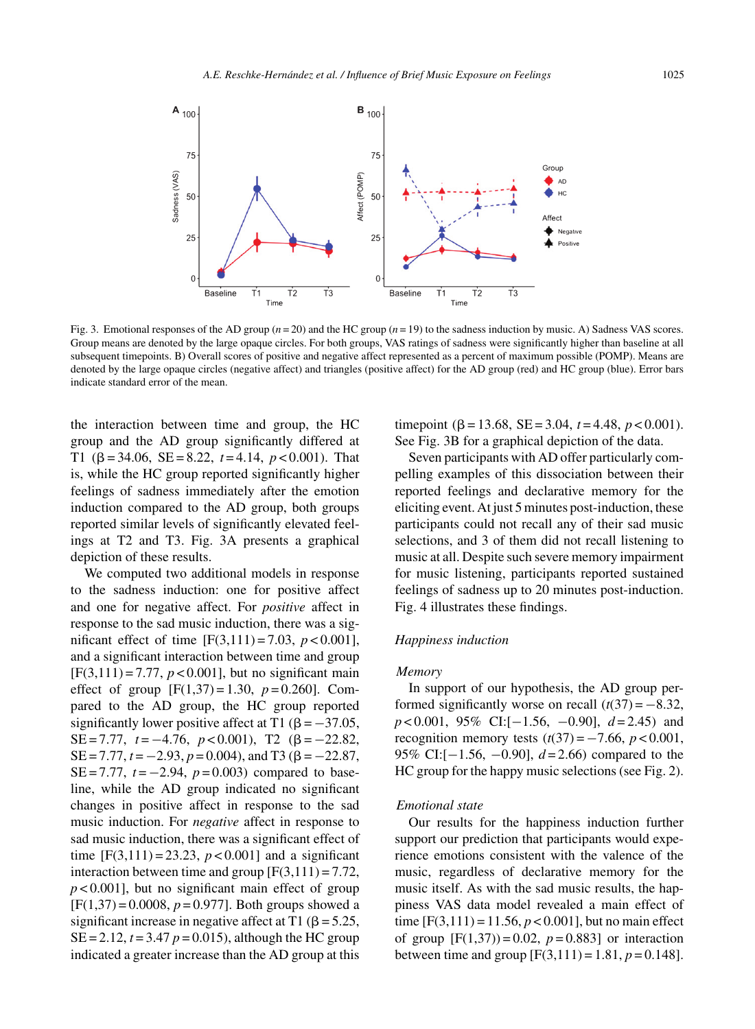Fig. 3. Emotional responses of the AD group ($n$ = 20) and the HC group ($n$ = 19) to the sadness induction by music. A) Sadness VAS scores. Group means are denoted by the large opaque circles. For both groups, VAS ratings of sadness were significantly higher than baseline at all subsequent timepoints. B) Overall scores of positive and negative affect represented as a percent of maximum possible (POMP). Means are denoted by the large opaque circles (negative affect) and triangles (positive affect) for the AD group (red) and HC group (blue). Error bars indicate standard error of the mean.

the interaction between time and group, the HC group and the AD group significantly differed at T1 ($\beta = 34.06$, SE = 8.22, $t = 4.14$, $p < 0.001$). That is, while the HC group reported significantly higher feelings of sadness immediately after the emotion induction compared to the AD group, both groups reported similar levels of significantly elevated feelings at T2 and T3. Fig. 3A presents a graphical depiction of these results.

We computed two additional models in response to the sadness induction: one for positive affect and one for negative affect. For *positive* affect in response to the sad music induction, there was a significant effect of time [$F(3,111) = 7.03$, $p < 0.001$], and a significant interaction between time and group [$F(3,111) = 7.77$, $p < 0.001$], but no significant main effect of group [$F(1,37) = 1.30$, $p = 0.260$]. Compared to the AD group, the HC group reported significantly lower positive affect at T1 ($\beta = -37.05$, SE = 7.77, $t = -4.76$, $p < 0.001$), T2 ($\beta = -22.82$, SE = 7.77, $t = -2.93$, $p = 0.004$), and T3 ($\beta = -22.87$, SE = 7.77, $t = -2.94$, $p = 0.003$) compared to baseline, while the AD group indicated no significant changes in positive affect in response to the sad music induction. For *negative* affect in response to sad music induction, there was a significant effect of time [$F(3,111) = 23.23$, $p < 0.001$] and a significant interaction between time and group [$F(3,111) = 7.72$, $p < 0.001$], but no significant main effect of group [$F(1,37) = 0.0008$, $p = 0.977$]. Both groups showed a significant increase in negative affect at T1 ($\beta = 5.25$, SE = 2.12, $t = 3.47$ $p = 0.015$), although the HC group indicated a greater increase than the AD group at this timepoint ($\beta = 13.68$, SE = 3.04, $t = 4.48$, $p < 0.001$). See Fig. 3B for a graphical depiction of the data.

Seven participants with AD offer particularly compelling examples of this dissociation between their reported feelings and declarative memory for the eliciting event. At just 5 minutes post-induction, these participants could not recall any of their sad music selections, and 3 of them did not recall listening to music at all. Despite such severe memory impairment for music listening, participants reported sustained feelings of sadness up to 20 minutes post-induction. Fig. 4 illustrates these findings.

### *Happiness induction*

#### *Memory*

In support of our hypothesis, the AD group performed significantly worse on recall ($t(37) = -8.32$, $p < 0.001$, 95% CI:[$-1.56$, $-0.90$], $d = 2.45$) and recognition memory tests ($t(37) = -7.66$, $p < 0.001$, 95% CI:[$-1.56$, $-0.90$], $d = 2.66$) compared to the HC group for the happy music selections (see Fig. 2).

#### *Emotional state*

Our results for the happiness induction further support our prediction that participants would experience emotions consistent with the valence of the music, regardless of declarative memory for the music itself. As with the sad music results, the happiness VAS data model revealed a main effect of time [$F(3,111) = 11.56$, $p < 0.001$], but no main effect of group [$F(1,37)) = 0.02$, $p = 0.883$] or interaction between time and group [$F(3,111) = 1.81$, $p = 0.148$].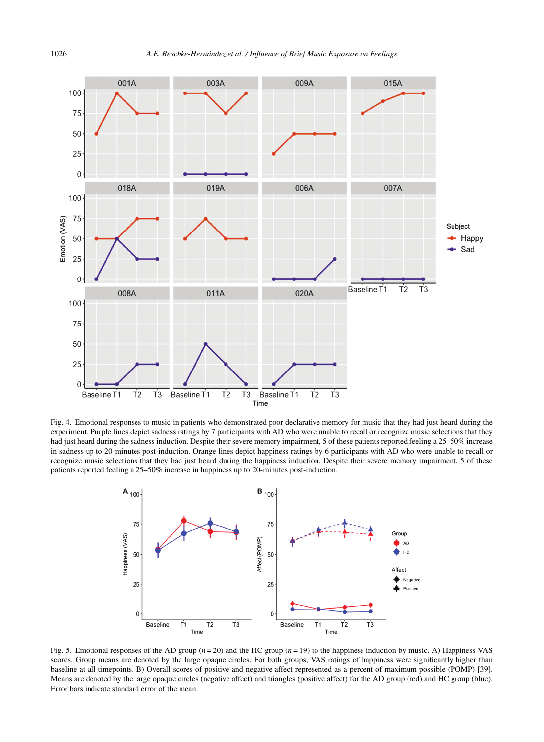Fig. 4. Emotional responses to music in patients who demonstrated poor declarative memory for music that they had just heard during the experiment. Purple lines depict sadness ratings by 7 participants with AD who were unable to recall or recognize music selections that they had just heard during the sadness induction. Despite their severe memory impairment, 5 of these patients reported feeling a 25–50% increase in sadness up to 20-minutes post-induction. Orange lines depict happiness ratings by 6 participants with AD who were unable to recall or recognize music selections that they had just heard during the happiness induction. Despite their severe memory impairment, 5 of these patients reported feeling a 25–50% increase in happiness up to 20-minutes post-induction.

Fig. 5. Emotional responses of the AD group ($n = 20$) and the HC group ($n = 19$) to the happiness induction by music. A) Happiness VAS scores. Group means are denoted by the large opaque circles. For both groups, VAS ratings of happiness were significantly higher than baseline at all timepoints. B) Overall scores of positive and negative affect represented as a percent of maximum possible (POMP) [39]. Means are denoted by the large opaque circles (negative affect) and triangles (positive affect) for the AD group (red) and HC group (blue). Error bars indicate standard error of the mean.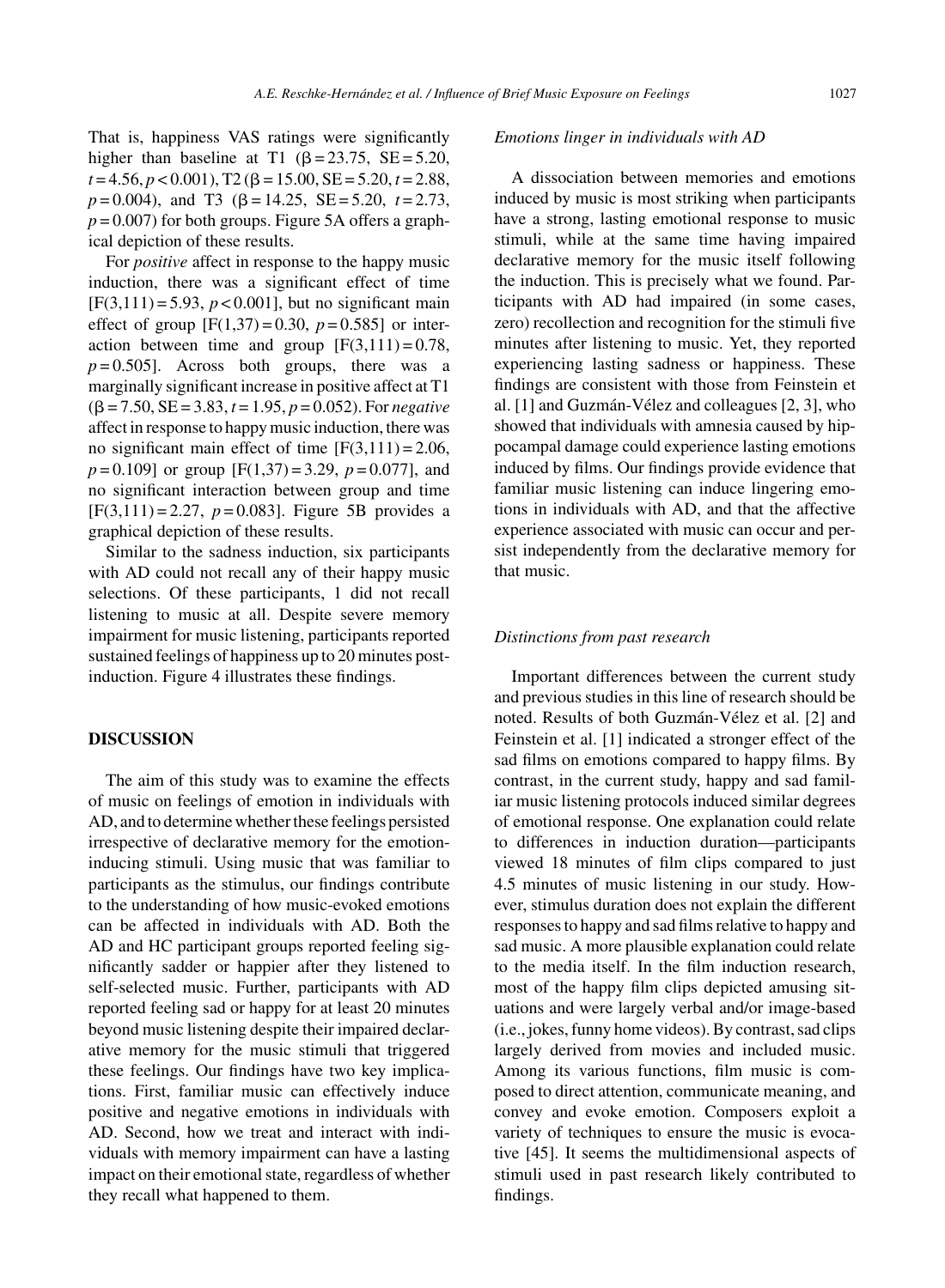That is, happiness VAS ratings were significantly higher than baseline at T1 ($\beta = 23.75$, SE = 5.20, $t = 4.56$, $p < 0.001$), T2 ($\beta = 15.00$, SE = 5.20, $t = 2.88$, $p = 0.004$), and T3 ($\beta = 14.25$, SE = 5.20, $t = 2.73$, $p = 0.007$) for both groups. Figure 5A offers a graphical depiction of these results.

For *positive* affect in response to the happy music induction, there was a significant effect of time [$F(3,111) = 5.93$, $p < 0.001$], but no significant main effect of group [$F(1,37) = 0.30$, $p = 0.585$] or interaction between time and group [$F(3,111) = 0.78$, $p = 0.505$]. Across both groups, there was a marginally significant increase in positive affect at T1 ($\beta = 7.50$, SE = 3.83, $t = 1.95$, $p = 0.052$). For *negative* affect in response to happy music induction, there was no significant main effect of time [$F(3,111) = 2.06$, $p = 0.109$] or group [$F(1,37) = 3.29$, $p = 0.077$], and no significant interaction between group and time [$F(3,111) = 2.27$, $p = 0.083$]. Figure 5B provides a graphical depiction of these results.

Similar to the sadness induction, six participants with AD could not recall any of their happy music selections. Of these participants, 1 did not recall listening to music at all. Despite severe memory impairment for music listening, participants reported sustained feelings of happiness up to 20 minutes post-induction. Figure 4 illustrates these findings.

## DISCUSSION

The aim of this study was to examine the effects of music on feelings of emotion in individuals with AD, and to determine whether these feelings persisted irrespective of declarative memory for the emotion-inducing stimuli. Using music that was familiar to participants as the stimulus, our findings contribute to the understanding of how music-evoked emotions can be affected in individuals with AD. Both the AD and HC participant groups reported feeling significantly sadder or happier after they listened to self-selected music. Further, participants with AD reported feeling sad or happy for at least 20 minutes beyond music listening despite their impaired declarative memory for the music stimuli that triggered these feelings. Our findings have two key implications. First, familiar music can effectively induce positive and negative emotions in individuals with AD. Second, how we treat and interact with individuals with memory impairment can have a lasting impact on their emotional state, regardless of whether they recall what happened to them.

### *Emotions linger in individuals with AD*

A dissociation between memories and emotions induced by music is most striking when participants have a strong, lasting emotional response to music stimuli, while at the same time having impaired declarative memory for the music itself following the induction. This is precisely what we found. Participants with AD had impaired (in some cases, zero) recollection and recognition for the stimuli five minutes after listening to music. Yet, they reported experiencing lasting sadness or happiness. These findings are consistent with those from Feinstein et al. [1] and Guzmán-Vélez and colleagues [2, 3], who showed that individuals with amnesia caused by hippocampal damage could experience lasting emotions induced by films. Our findings provide evidence that familiar music listening can induce lingering emotions in individuals with AD, and that the affective experience associated with music can occur and persist independently from the declarative memory for that music.

### *Distinctions from past research*

Important differences between the current study and previous studies in this line of research should be noted. Results of both Guzmán-Vélez et al. [2] and Feinstein et al. [1] indicated a stronger effect of the sad films on emotions compared to happy films. By contrast, in the current study, happy and sad familiar music listening protocols induced similar degrees of emotional response. One explanation could relate to differences in induction duration—participants viewed 18 minutes of film clips compared to just 4.5 minutes of music listening in our study. However, stimulus duration does not explain the different responses to happy and sad films relative to happy and sad music. A more plausible explanation could relate to the media itself. In the film induction research, most of the happy film clips depicted amusing situations and were largely verbal and/or image-based (i.e., jokes, funny home videos). By contrast, sad clips largely derived from movies and included music. Among its various functions, film music is composed to direct attention, communicate meaning, and convey and evoke emotion. Composers exploit a variety of techniques to ensure the music is evocative [45]. It seems the multidimensional aspects of stimuli used in past research likely contributed to findings.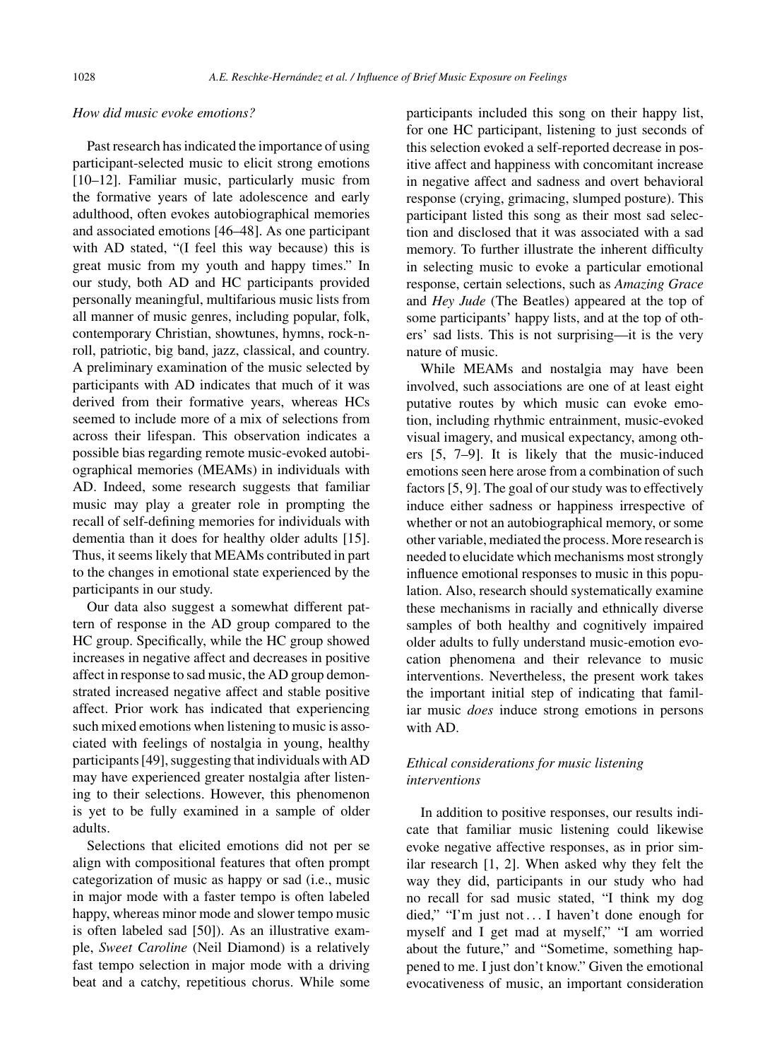### *How did music evoke emotions?*

Past research has indicated the importance of using participant-selected music to elicit strong emotions [10–12]. Familiar music, particularly music from the formative years of late adolescence and early adulthood, often evokes autobiographical memories and associated emotions [46–48]. As one participant with AD stated, "(I feel this way because) this is great music from my youth and happy times." In our study, both AD and HC participants provided personally meaningful, multifarious music lists from all manner of music genres, including popular, folk, contemporary Christian, showtunes, hymns, rock-n-roll, patriotic, big band, jazz, classical, and country. A preliminary examination of the music selected by participants with AD indicates that much of it was derived from their formative years, whereas HCs seemed to include more of a mix of selections from across their lifespan. This observation indicates a possible bias regarding remote music-evoked autobiographical memories (MEAMs) in individuals with AD. Indeed, some research suggests that familiar music may play a greater role in prompting the recall of self-defining memories for individuals with dementia than it does for healthy older adults [15]. Thus, it seems likely that MEAMs contributed in part to the changes in emotional state experienced by the participants in our study.

Our data also suggest a somewhat different pattern of response in the AD group compared to the HC group. Specifically, while the HC group showed increases in negative affect and decreases in positive affect in response to sad music, the AD group demonstrated increased negative affect and stable positive affect. Prior work has indicated that experiencing such mixed emotions when listening to music is associated with feelings of nostalgia in young, healthy participants [49], suggesting that individuals with AD may have experienced greater nostalgia after listening to their selections. However, this phenomenon is yet to be fully examined in a sample of older adults.

Selections that elicited emotions did not per se align with compositional features that often prompt categorization of music as happy or sad (i.e., music in major mode with a faster tempo is often labeled happy, whereas minor mode and slower tempo music is often labeled sad [50]). As an illustrative example, *Sweet Caroline* (Neil Diamond) is a relatively fast tempo selection in major mode with a driving beat and a catchy, repetitious chorus. While some participants included this song on their happy list, for one HC participant, listening to just seconds of this selection evoked a self-reported decrease in positive affect and happiness with concomitant increase in negative affect and sadness and overt behavioral response (crying, grimacing, slumped posture). This participant listed this song as their most sad selection and disclosed that it was associated with a sad memory. To further illustrate the inherent difficulty in selecting music to evoke a particular emotional response, certain selections, such as *Amazing Grace* and *Hey Jude* (The Beatles) appeared at the top of some participants' happy lists, and at the top of others' sad lists. This is not surprising—it is the very nature of music.

While MEAMs and nostalgia may have been involved, such associations are one of at least eight putative routes by which music can evoke emotion, including rhythmic entrainment, music-evoked visual imagery, and musical expectancy, among others [5, 7–9]. It is likely that the music-induced emotions seen here arose from a combination of such factors [5, 9]. The goal of our study was to effectively induce either sadness or happiness irrespective of whether or not an autobiographical memory, or some other variable, mediated the process. More research is needed to elucidate which mechanisms most strongly influence emotional responses to music in this population. Also, research should systematically examine these mechanisms in racially and ethnically diverse samples of both healthy and cognitively impaired older adults to fully understand music-emotion evocation phenomena and their relevance to music interventions. Nevertheless, the present work takes the important initial step of indicating that familiar music *does* induce strong emotions in persons with AD.

### *Ethical considerations for music listening interventions*

In addition to positive responses, our results indicate that familiar music listening could likewise evoke negative affective responses, as in prior similar research [1, 2]. When asked why they felt the way they did, participants in our study who had no recall for sad music stated, "I think my dog died," "I'm just not . . . I haven't done enough for myself and I get mad at myself," "I am worried about the future," and "Sometime, something happened to me. I just don't know." Given the emotional evocativeness of music, an important consideration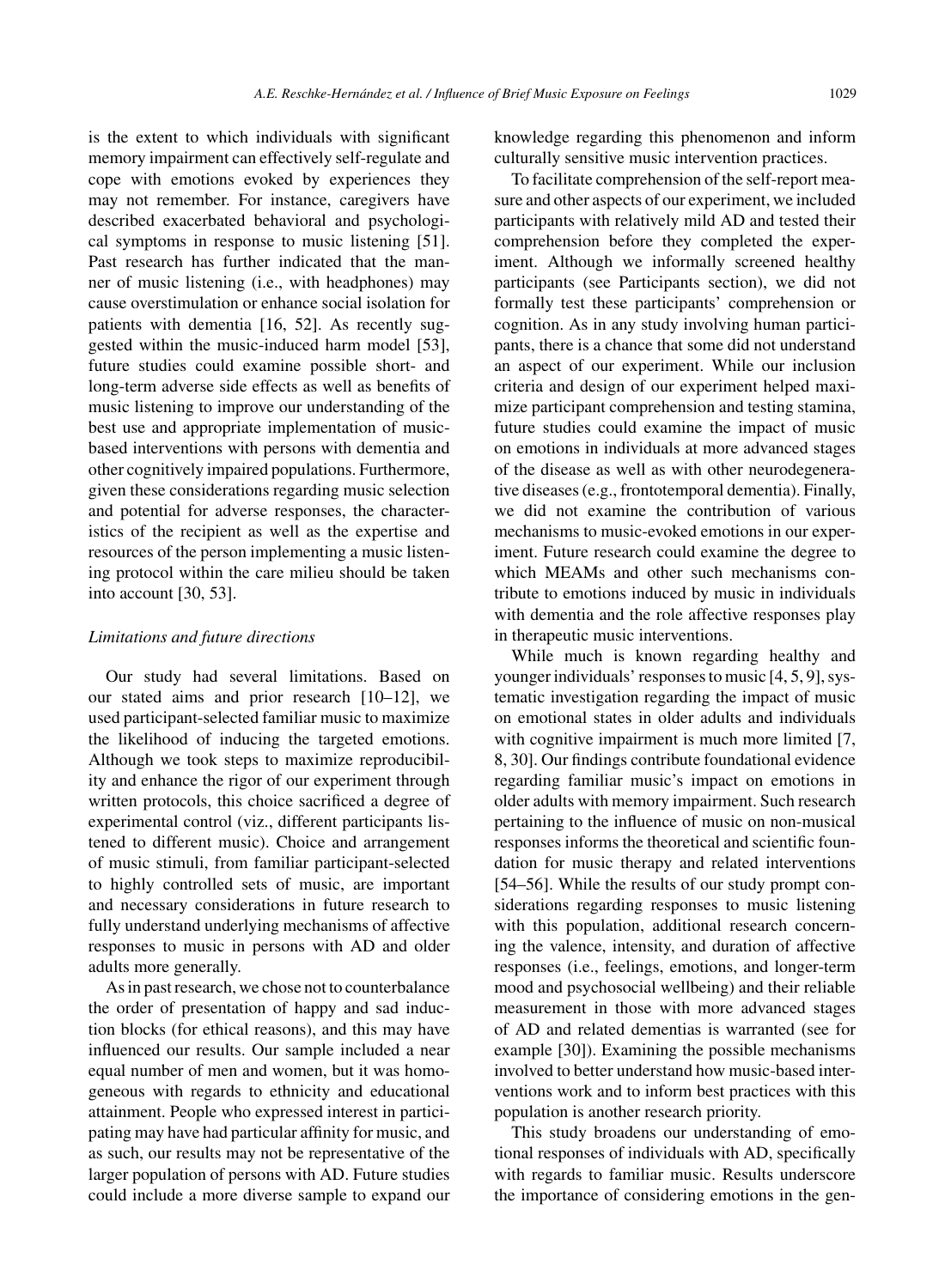is the extent to which individuals with significant memory impairment can effectively self-regulate and cope with emotions evoked by experiences they may not remember. For instance, caregivers have described exacerbated behavioral and psychological symptoms in response to music listening [51]. Past research has further indicated that the manner of music listening (i.e., with headphones) may cause overstimulation or enhance social isolation for patients with dementia [16, 52]. As recently suggested within the music-induced harm model [53], future studies could examine possible short- and long-term adverse side effects as well as benefits of music listening to improve our understanding of the best use and appropriate implementation of music-based interventions with persons with dementia and other cognitively impaired populations. Furthermore, given these considerations regarding music selection and potential for adverse responses, the characteristics of the recipient as well as the expertise and resources of the person implementing a music listening protocol within the care milieu should be taken into account [30, 53].

*Limitations and future directions*

Our study had several limitations. Based on our stated aims and prior research [10–12], we used participant-selected familiar music to maximize the likelihood of inducing the targeted emotions. Although we took steps to maximize reproducibility and enhance the rigor of our experiment through written protocols, this choice sacrificed a degree of experimental control (viz., different participants listened to different music). Choice and arrangement of music stimuli, from familiar participant-selected to highly controlled sets of music, are important and necessary considerations in future research to fully understand underlying mechanisms of affective responses to music in persons with AD and older adults more generally.

As in past research, we chose not to counterbalance the order of presentation of happy and sad induction blocks (for ethical reasons), and this may have influenced our results. Our sample included a near equal number of men and women, but it was homogeneous with regards to ethnicity and educational attainment. People who expressed interest in participating may have had particular affinity for music, and as such, our results may not be representative of the larger population of persons with AD. Future studies could include a more diverse sample to expand our knowledge regarding this phenomenon and inform culturally sensitive music intervention practices.

To facilitate comprehension of the self-report measure and other aspects of our experiment, we included participants with relatively mild AD and tested their comprehension before they completed the experiment. Although we informally screened healthy participants (see Participants section), we did not formally test these participants' comprehension or cognition. As in any study involving human participants, there is a chance that some did not understand an aspect of our experiment. While our inclusion criteria and design of our experiment helped maximize participant comprehension and testing stamina, future studies could examine the impact of music on emotions in individuals at more advanced stages of the disease as well as with other neurodegenerative diseases (e.g., frontotemporal dementia). Finally, we did not examine the contribution of various mechanisms to music-evoked emotions in our experiment. Future research could examine the degree to which MEAMs and other such mechanisms contribute to emotions induced by music in individuals with dementia and the role affective responses play in therapeutic music interventions.

While much is known regarding healthy and younger individuals' responses to music [4, 5, 9], systematic investigation regarding the impact of music on emotional states in older adults and individuals with cognitive impairment is much more limited [7, 8, 30]. Our findings contribute foundational evidence regarding familiar music's impact on emotions in older adults with memory impairment. Such research pertaining to the influence of music on non-musical responses informs the theoretical and scientific foundation for music therapy and related interventions [54–56]. While the results of our study prompt considerations regarding responses to music listening with this population, additional research concerning the valence, intensity, and duration of affective responses (i.e., feelings, emotions, and longer-term mood and psychosocial wellbeing) and their reliable measurement in those with more advanced stages of AD and related dementias is warranted (see for example [30]). Examining the possible mechanisms involved to better understand how music-based interventions work and to inform best practices with this population is another research priority.

This study broadens our understanding of emotional responses of individuals with AD, specifically with regards to familiar music. Results underscore the importance of considering emotions in the gen-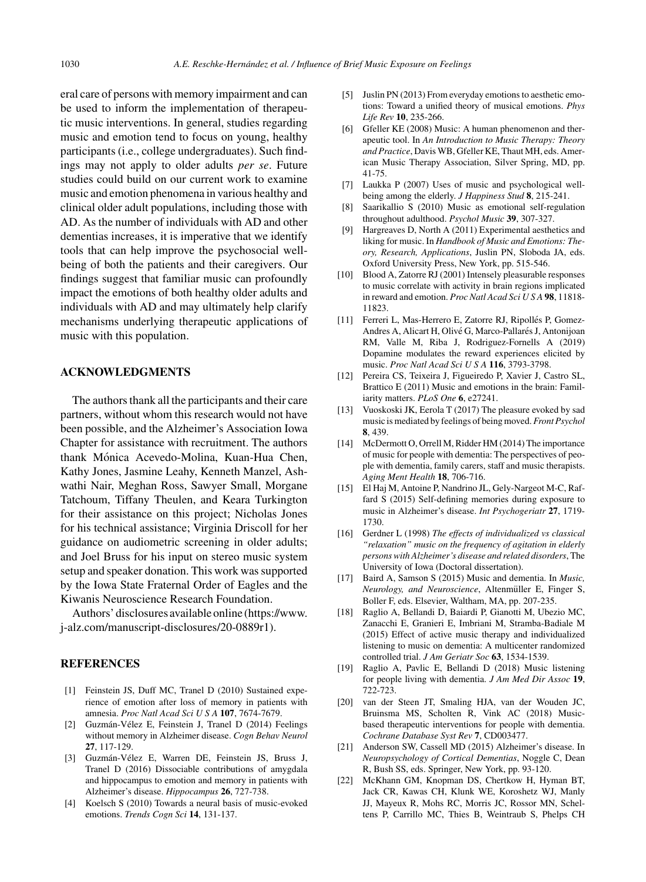eral care of persons with memory impairment and can be used to inform the implementation of therapeutic music interventions. In general, studies regarding music and emotion tend to focus on young, healthy participants (i.e., college undergraduates). Such findings may not apply to older adults *per se*. Future studies could build on our current work to examine music and emotion phenomena in various healthy and clinical older adult populations, including those with AD. As the number of individuals with AD and other dementias increases, it is imperative that we identify tools that can help improve the psychosocial well-being of both the patients and their caregivers. Our findings suggest that familiar music can profoundly impact the emotions of both healthy older adults and individuals with AD and may ultimately help clarify mechanisms underlying therapeutic applications of music with this population.

## ACKNOWLEDGMENTS

The authors thank all the participants and their care partners, without whom this research would not have been possible, and the Alzheimer's Association Iowa Chapter for assistance with recruitment. The authors thank Mónica Acevedo-Molina, Kuan-Hua Chen, Kathy Jones, Jasmine Leahy, Kenneth Manzel, Ashwathi Nair, Meghan Ross, Sawyer Small, Morgane Tatchoum, Tiffany Theulen, and Keara Turkington for their assistance on this project; Nicholas Jones for his technical assistance; Virginia Driscoll for her guidance on audiometric screening in older adults; and Joel Bruss for his input on stereo music system setup and speaker donation. This work was supported by the Iowa State Fraternal Order of Eagles and the Kiwanis Neuroscience Research Foundation.

Authors' disclosures available online (https://www.j-alz.com/manuscript-disclosures/20-0889r1).

## REFERENCES

[1] Feinstein JS, Duff MC, Tranel D (2010) Sustained experience of emotion after loss of memory in patients with amnesia. *Proc Natl Acad Sci U S A* **107**, 7674-7679.

[2] Guzmán-Vélez E, Feinstein J, Tranel D (2014) Feelings without memory in Alzheimer disease. *Cogn Behav Neurol* **27**, 117-129.

[3] Guzmán-Vélez E, Warren DE, Feinstein JS, Bruss J, Tranel D (2016) Dissociable contributions of amygdala and hippocampus to emotion and memory in patients with Alzheimer's disease. *Hippocampus* **26**, 727-738.

[4] Koelsch S (2010) Towards a neural basis of music-evoked emotions. *Trends Cogn Sci* **14**, 131-137.

[5] Juslin PN (2013) From everyday emotions to aesthetic emotions: Toward a unified theory of musical emotions. *Phys Life Rev* **10**, 235-266.

[6] Gfeller KE (2008) Music: A human phenomenon and therapeutic tool. In *An Introduction to Music Therapy: Theory and Practice*, Davis WB, Gfeller KE, Thaut MH, eds. American Music Therapy Association, Silver Spring, MD, pp. 41-75.

[7] Laukka P (2007) Uses of music and psychological well-being among the elderly. *J Happiness Stud* **8**, 215-241.

[8] Saarikallio S (2010) Music as emotional self-regulation throughout adulthood. *Psychol Music* **39**, 307-327.

[9] Hargreaves D, North A (2011) Experimental aesthetics and liking for music. In *Handbook of Music and Emotions: Theory, Research, Applications*, Juslin PN, Sloboda JA, eds. Oxford University Press, New York, pp. 515-546.

[10] Blood A, Zatorre RJ (2001) Intensely pleasurable responses to music correlate with activity in brain regions implicated in reward and emotion. *Proc Natl Acad Sci U S A* **98**, 11818-11823.

[11] Ferreri L, Mas-Herrero E, Zatorre RJ, Ripollés P, Gomez-Andres A, Alicart H, Olivé G, Marco-Pallarés J, Antonijoan RM, Valle M, Riba J, Rodriguez-Fornells A (2019) Dopamine modulates the reward experiences elicited by music. *Proc Natl Acad Sci U S A* **116**, 3793-3798.

[12] Pereira CS, Teixeira J, Figueiredo P, Xavier J, Castro SL, Brattico E (2011) Music and emotions in the brain: Familiarity matters. *PLoS One* **6**, e27241.

[13] Vuoskoski JK, Eerola T (2017) The pleasure evoked by sad music is mediated by feelings of being moved. *Front Psychol* **8**, 439.

[14] McDermott O, Orrell M, Ridder HM (2014) The importance of music for people with dementia: The perspectives of people with dementia, family carers, staff and music therapists. *Aging Ment Health* **18**, 706-716.

[15] El Haj M, Antoine P, Nandrino JL, Gely-Nargeot M-C, Raffard S (2015) Self-defining memories during exposure to music in Alzheimer's disease. *Int Psychogeriatr* **27**, 1719-1730.

[16] Gerdner L (1998) *The effects of individualized vs classical "relaxation" music on the frequency of agitation in elderly persons with Alzheimer's disease and related disorders*, The University of Iowa (Doctoral dissertation).

[17] Baird A, Samson S (2015) Music and dementia. In *Music, Neurology, and Neuroscience*, Altenmüller E, Finger S, Boller F, eds. Elsevier, Waltham, MA, pp. 207-235.

[18] Raglio A, Bellandi D, Baiardi P, Gianotti M, Ubezio MC, Zanacchi E, Granieri E, Imbriani M, Stramba-Badiale M (2015) Effect of active music therapy and individualized listening to music on dementia: A multicenter randomized controlled trial. *J Am Geriatr Soc* **63**, 1534-1539.

[19] Raglio A, Pavlic E, Bellandi D (2018) Music listening for people living with dementia. *J Am Med Dir Assoc* **19**, 722-723.

[20] van der Steen JT, Smaling HJA, van der Wouden JC, Bruinsma MS, Scholten R, Vink AC (2018) Music-based therapeutic interventions for people with dementia. *Cochrane Database Syst Rev* **7**, CD003477.

[21] Anderson SW, Cassell MD (2015) Alzheimer's disease. In *Neuropsychology of Cortical Dementias*, Noggle C, Dean R, Bush SS, eds. Springer, New York, pp. 93-120.

[22] McKhann GM, Knopman DS, Chertkow H, Hyman BT, Jack CR, Kawas CH, Klunk WE, Koroshetz WJ, Manly JJ, Mayeux R, Mohs RC, Morris JC, Rossor MN, Scheltens P, Carrillo MC, Thies B, Weintraub S, Phelps CH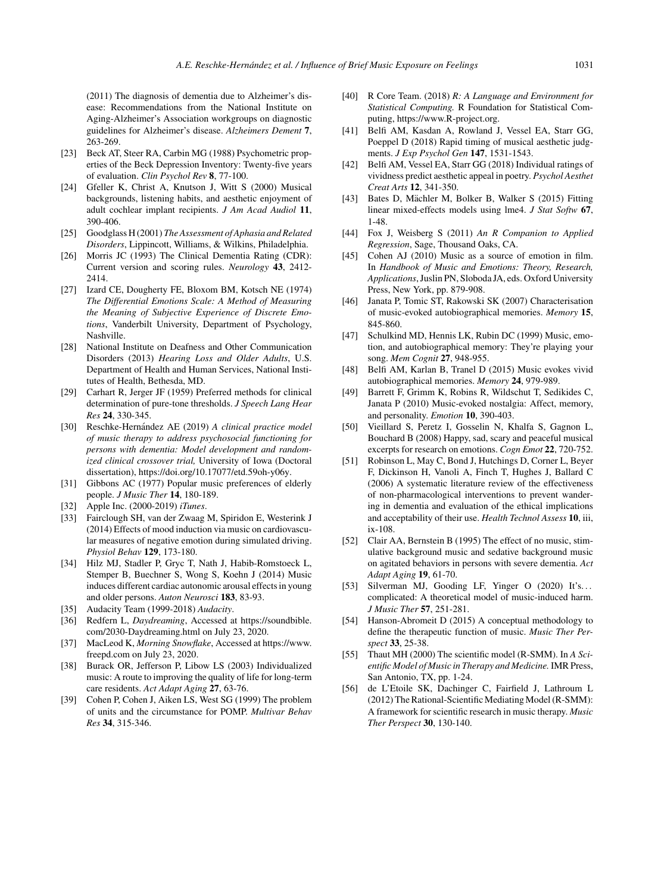(2011) The diagnosis of dementia due to Alzheimer's disease: Recommendations from the National Institute on Aging-Alzheimer's Association workgroups on diagnostic guidelines for Alzheimer's disease. *Alzheimers Dement* **7**, 263-269.

[23] Beck AT, Steer RA, Carbin MG (1988) Psychometric properties of the Beck Depression Inventory: Twenty-five years of evaluation. *Clin Psychol Rev* **8**, 77-100.

[24] Gfeller K, Christ A, Knutson J, Witt S (2000) Musical backgrounds, listening habits, and aesthetic enjoyment of adult cochlear implant recipients. *J Am Acad Audiol* **11**, 390-406.

[25] Goodglass H (2001) *The Assessment of Aphasia and Related Disorders*, Lippincott, Williams, & Wilkins, Philadelphia.

[26] Morris JC (1993) The Clinical Dementia Rating (CDR): Current version and scoring rules. *Neurology* **43**, 2412-2414.

[27] Izard CE, Dougherty FE, Bloxom BM, Kotsch NE (1974) *The Differential Emotions Scale: A Method of Measuring the Meaning of Subjective Experience of Discrete Emotions*, Vanderbilt University, Department of Psychology, Nashville.

[28] National Institute on Deafness and Other Communication Disorders (2013) *Hearing Loss and Older Adults*, U.S. Department of Health and Human Services, National Institutes of Health, Bethesda, MD.

[29] Carhart R, Jerger JF (1959) Preferred methods for clinical determination of pure-tone thresholds. *J Speech Lang Hear Res* **24**, 330-345.

[30] Reschke-Hernández AE (2019) *A clinical practice model of music therapy to address psychosocial functioning for persons with dementia: Model development and randomized clinical crossover trial,* University of Iowa (Doctoral dissertation), https://doi.org/10.17077/etd.59oh-y06y.

[31] Gibbons AC (1977) Popular music preferences of elderly people. *J Music Ther* **14**, 180-189.

[32] Apple Inc. (2000-2019) *iTunes*.

[33] Fairclough SH, van der Zwaag M, Spiridon E, Westerink J (2014) Effects of mood induction via music on cardiovascular measures of negative emotion during simulated driving. *Physiol Behav* **129**, 173-180.

[34] Hilz MJ, Stadler P, Gryc T, Nath J, Habib-Romstoeck L, Stemper B, Buechner S, Wong S, Koehn J (2014) Music induces different cardiac autonomic arousal effects in young and older persons. *Auton Neurosci* **183**, 83-93.

[35] Audacity Team (1999-2018) *Audacity*.

[36] Redfern L, *Daydreaming*, Accessed at https://soundbible.com/2030-Daydreaming.html on July 23, 2020.

[37] MacLeod K, *Morning Snowflake*, Accessed at https://www.freepd.com on July 23, 2020.

[38] Burack OR, Jefferson P, Libow LS (2003) Individualized music: A route to improving the quality of life for long-term care residents. *Act Adapt Aging* **27**, 63-76.

[39] Cohen P, Cohen J, Aiken LS, West SG (1999) The problem of units and the circumstance for POMP. *Multivar Behav Res* **34**, 315-346.

[40] R Core Team. (2018) *R: A Language and Environment for Statistical Computing.* R Foundation for Statistical Computing, https://www.R-project.org.

[41] Belfi AM, Kasdan A, Rowland J, Vessel EA, Starr GG, Poeppel D (2018) Rapid timing of musical aesthetic judgments. *J Exp Psychol Gen* **147**, 1531-1543.

[42] Belfi AM, Vessel EA, Starr GG (2018) Individual ratings of vividness predict aesthetic appeal in poetry. *Psychol Aesthet Creat Arts* **12**, 341-350.

[43] Bates D, Mächler M, Bolker B, Walker S (2015) Fitting linear mixed-effects models using lme4. *J Stat Softw* **67**, 1-48.

[44] Fox J, Weisberg S (2011) *An R Companion to Applied Regression*, Sage, Thousand Oaks, CA.

[45] Cohen AJ (2010) Music as a source of emotion in film. In *Handbook of Music and Emotions: Theory, Research, Applications*, Juslin PN, Sloboda JA, eds. Oxford University Press, New York, pp. 879-908.

[46] Janata P, Tomic ST, Rakowski SK (2007) Characterisation of music-evoked autobiographical memories. *Memory* **15**, 845-860.

[47] Schulkind MD, Hennis LK, Rubin DC (1999) Music, emotion, and autobiographical memory: They're playing your song. *Mem Cognit* **27**, 948-955.

[48] Belfi AM, Karlan B, Tranel D (2015) Music evokes vivid autobiographical memories. *Memory* **24**, 979-989.

[49] Barrett F, Grimm K, Robins R, Wildschut T, Sedikides C, Janata P (2010) Music-evoked nostalgia: Affect, memory, and personality. *Emotion* **10**, 390-403.

[50] Vieillard S, Peretz I, Gosselin N, Khalfa S, Gagnon L, Bouchard B (2008) Happy, sad, scary and peaceful musical excerpts for research on emotions. *Cogn Emot* **22**, 720-752.

[51] Robinson L, May C, Bond J, Hutchings D, Corner L, Beyer F, Dickinson H, Vanoli A, Finch T, Hughes J, Ballard C (2006) A systematic literature review of the effectiveness of non-pharmacological interventions to prevent wandering in dementia and evaluation of the ethical implications and acceptability of their use. *Health Technol Assess* **10**, iii, ix-108.

[52] Clair AA, Bernstein B (1995) The effect of no music, stimulative background music and sedative background music on agitated behaviors in persons with severe dementia. *Act Adapt Aging* **19**, 61-70.

[53] Silverman MJ, Gooding LF, Yinger O (2020) It's... complicated: A theoretical model of music-induced harm. *J Music Ther* **57**, 251-281.

[54] Hanson-Abromeit D (2015) A conceptual methodology to define the therapeutic function of music. *Music Ther Perspect* **33**, 25-38.

[55] Thaut MH (2000) The scientific model (R-SMM). In *A Scientific Model of Music in Therapy and Medicine.* IMR Press, San Antonio, TX, pp. 1-24.

[56] de L'Etoile SK, Dachinger C, Fairfield J, Lathroum L (2012) The Rational-Scientific Mediating Model (R-SMM): A framework for scientific research in music therapy. *Music Ther Perspect* **30**, 130-140.